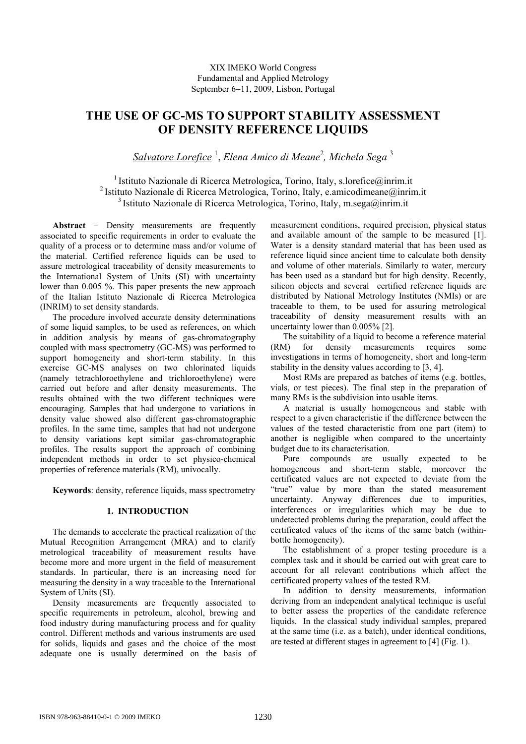XIX IMEKO World Congress
Fundamental and Applied Metrology
September 6–11, 2009, Lisbon, Portugal

# THE USE OF GC-MS TO SUPPORT STABILITY ASSESSMENT OF DENSITY REFERENCE LIQUIDS

*Salvatore Lorefice* [1], *Elena Amico di Meane* [2], *Michela Sega* [3]

[1] Istituto Nazionale di Ricerca Metrologica, Torino, Italy, s.lorefice@inrim.it
[2] Istituto Nazionale di Ricerca Metrologica, Torino, Italy, e.amicodimeane@inrim.it
[3] Istituto Nazionale di Ricerca Metrologica, Torino, Italy, m.sega@inrim.it

**Abstract** – Density measurements are frequently associated to specific requirements in order to evaluate the quality of a process or to determine mass and/or volume of the material. Certified reference liquids can be used to assure metrological traceability of density measurements to the International System of Units (SI) with uncertainty lower than 0.005 %. This paper presents the new approach of the Italian Istituto Nazionale di Ricerca Metrologica (INRIM) to set density standards.

The procedure involved accurate density determinations of some liquid samples, to be used as references, on which in addition analysis by means of gas-chromatography coupled with mass spectrometry (GC-MS) was performed to support homogeneity and short-term stability. In this exercise GC-MS analyses on two chlorinated liquids (namely tetrachloroethylene and trichloroethylene) were carried out before and after density measurements. The results obtained with the two different techniques were encouraging. Samples that had undergone to variations in density value showed also different gas-chromatographic profiles. In the same time, samples that had not undergone to density variations kept similar gas-chromatographic profiles. The results support the approach of combining independent methods in order to set physico-chemical properties of reference materials (RM), univocally.

**Keywords**: density, reference liquids, mass spectrometry

## 1. INTRODUCTION

The demands to accelerate the practical realization of the Mutual Recognition Arrangement (MRA) and to clarify metrological traceability of measurement results have become more and more urgent in the field of measurement standards. In particular, there is an increasing need for measuring the density in a way traceable to the International System of Units (SI).

Density measurements are frequently associated to specific requirements in petroleum, alcohol, brewing and food industry during manufacturing process and for quality control. Different methods and various instruments are used for solids, liquids and gases and the choice of the most adequate one is usually determined on the basis of measurement conditions, required precision, physical status and available amount of the sample to be measured [1]. Water is a density standard material that has been used as reference liquid since ancient time to calculate both density and volume of other materials. Similarly to water, mercury has been used as a standard but for high density. Recently, silicon objects and several certified reference liquids are distributed by National Metrology Institutes (NMIs) or are traceable to them, to be used for assuring metrological traceability of density measurement results with an uncertainty lower than 0.005% [2].

The suitability of a liquid to become a reference material (RM) for density measurements requires some investigations in terms of homogeneity, short and long-term stability in the density values according to [3, 4].

Most RMs are prepared as batches of items (e.g. bottles, vials, or test pieces). The final step in the preparation of many RMs is the subdivision into usable items.

A material is usually homogeneous and stable with respect to a given characteristic if the difference between the values of the tested characteristic from one part (item) to another is negligible when compared to the uncertainty budget due to its characterisation.

Pure compounds are usually expected to be homogeneous and short-term stable, moreover the certificated values are not expected to deviate from the "true" value by more than the stated measurement uncertainty. Anyway differences due to impurities, interferences or irregularities which may be due to undetected problems during the preparation, could affect the certificated values of the items of the same batch (within-bottle homogeneity).

The establishment of a proper testing procedure is a complex task and it should be carried out with great care to account for all relevant contributions which affect the certificated property values of the tested RM.

In addition to density measurements, information deriving from an independent analytical technique is useful to better assess the properties of the candidate reference liquids. In the classical study individual samples, prepared at the same time (i.e. as a batch), under identical conditions, are tested at different stages in agreement to [4] (Fig. 1).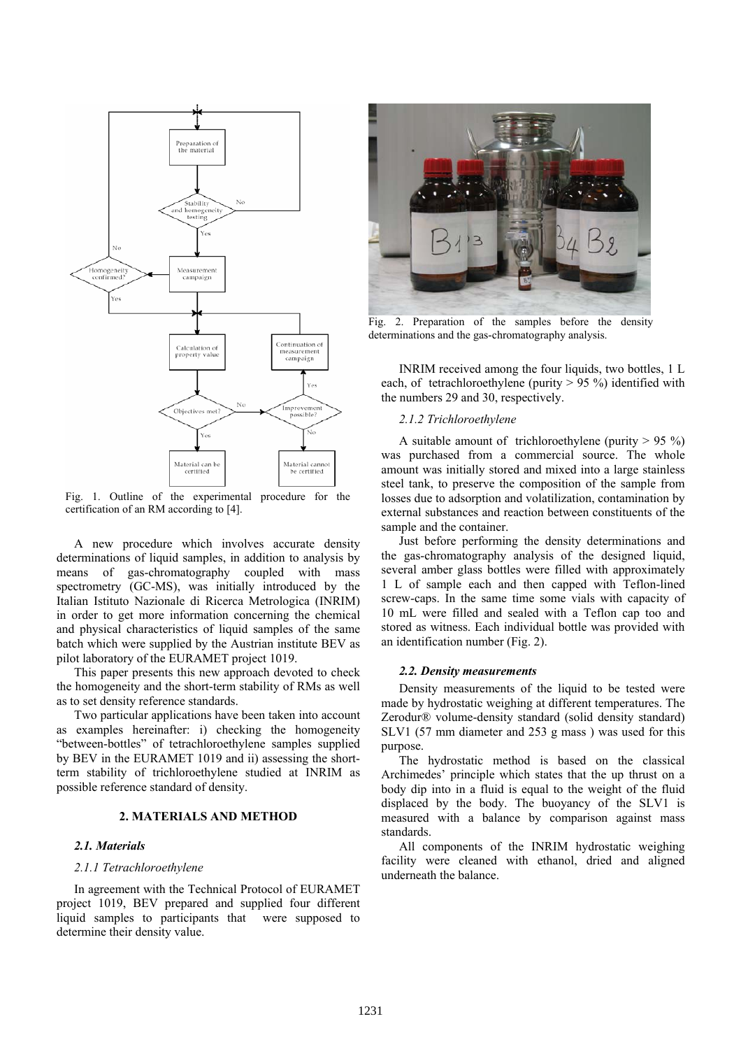Fig. 1. Outline of the experimental procedure for the certification of an RM according to [4].

A new procedure which involves accurate density determinations of liquid samples, in addition to analysis by means of gas-chromatography coupled with mass spectrometry (GC-MS), was initially introduced by the Italian Istituto Nazionale di Ricerca Metrologica (INRIM) in order to get more information concerning the chemical and physical characteristics of liquid samples of the same batch which were supplied by the Austrian institute BEV as pilot laboratory of the EURAMET project 1019.

This paper presents this new approach devoted to check the homogeneity and the short-term stability of RMs as well as to set density reference standards.

Two particular applications have been taken into account as examples hereinafter: i) checking the homogeneity "between-bottles" of tetrachloroethylene samples supplied by BEV in the EURAMET 1019 and ii) assessing the short-term stability of trichloroethylene studied at INRIM as possible reference standard of density.

## 2. MATERIALS AND METHOD

### *2.1. Materials*

#### *2.1.1 Tetrachloroethylene*

In agreement with the Technical Protocol of EURAMET project 1019, BEV prepared and supplied four different liquid samples to participants that were supposed to determine their density value.

Fig. 2. Preparation of the samples before the density determinations and the gas-chromatography analysis.

INRIM received among the four liquids, two bottles, 1 L each, of tetrachloroethylene (purity > 95 %) identified with the numbers 29 and 30, respectively.

#### *2.1.2 Trichloroethylene*

A suitable amount of trichloroethylene (purity > 95 %) was purchased from a commercial source. The whole amount was initially stored and mixed into a large stainless steel tank, to preserve the composition of the sample from losses due to adsorption and volatilization, contamination by external substances and reaction between constituents of the sample and the container.

Just before performing the density determinations and the gas-chromatography analysis of the designed liquid, several amber glass bottles were filled with approximately 1 L of sample each and then capped with Teflon-lined screw-caps. In the same time some vials with capacity of 10 mL were filled and sealed with a Teflon cap too and stored as witness. Each individual bottle was provided with an identification number (Fig. 2).

### *2.2. Density measurements*

Density measurements of the liquid to be tested were made by hydrostatic weighing at different temperatures. The Zerodur® volume-density standard (solid density standard) SLV1 (57 mm diameter and 253 g mass ) was used for this purpose.

The hydrostatic method is based on the classical Archimedes' principle which states that the up thrust on a body dip into in a fluid is equal to the weight of the fluid displaced by the body. The buoyancy of the SLV1 is measured with a balance by comparison against mass standards.

All components of the INRIM hydrostatic weighing facility were cleaned with ethanol, dried and aligned underneath the balance.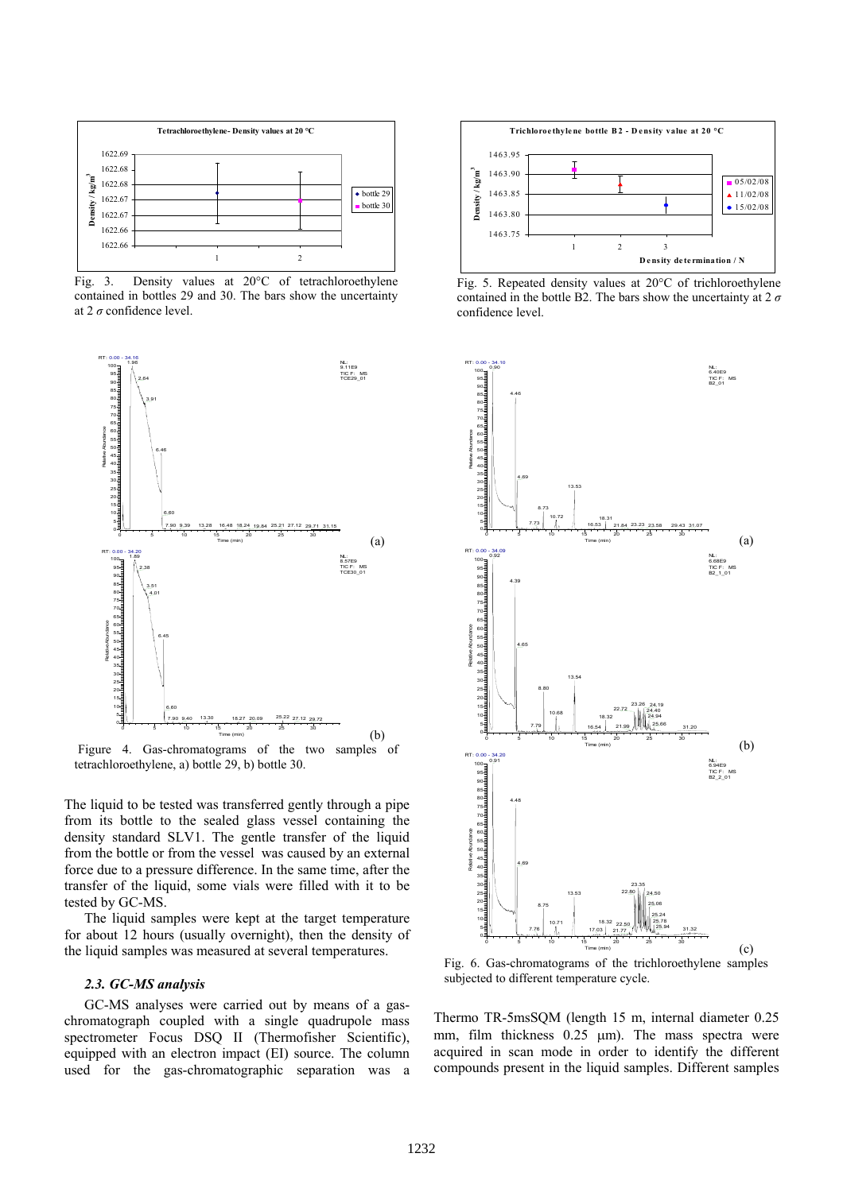Fig. 3. Density values at 20°C of tetrachloroethylene contained in bottles 29 and 30. The bars show the uncertainty at 2 $\sigma$ confidence level.

Fig. 5. Repeated density values at 20°C of trichloroethylene contained in the bottle B2. The bars show the uncertainty at 2 $\sigma$ confidence level.

Figure 4. Gas-chromatograms of the two samples of tetrachloroethylene, a) bottle 29, b) bottle 30.

Fig. 6. Gas-chromatograms of the trichloroethylene samples subjected to different temperature cycle.

The liquid to be tested was transferred gently through a pipe from its bottle to the sealed glass vessel containing the density standard SLV1. The gentle transfer of the liquid from the bottle or from the vessel was caused by an external force due to a pressure difference. In the same time, after the transfer of the liquid, some vials were filled with it to be tested by GC-MS.

The liquid samples were kept at the target temperature for about 12 hours (usually overnight), then the density of the liquid samples was measured at several temperatures.

### *2.3. GC-MS analysis*

GC-MS analyses were carried out by means of a gas-chromatograph coupled with a single quadrupole mass spectrometer Focus DSQ II (Thermofisher Scientific), equipped with an electron impact (EI) source. The column used for the gas-chromatographic separation was a Thermo TR-5msSQM (length 15 m, internal diameter 0.25 mm, film thickness 0.25 μm). The mass spectra were acquired in scan mode in order to identify the different compounds present in the liquid samples. Different samples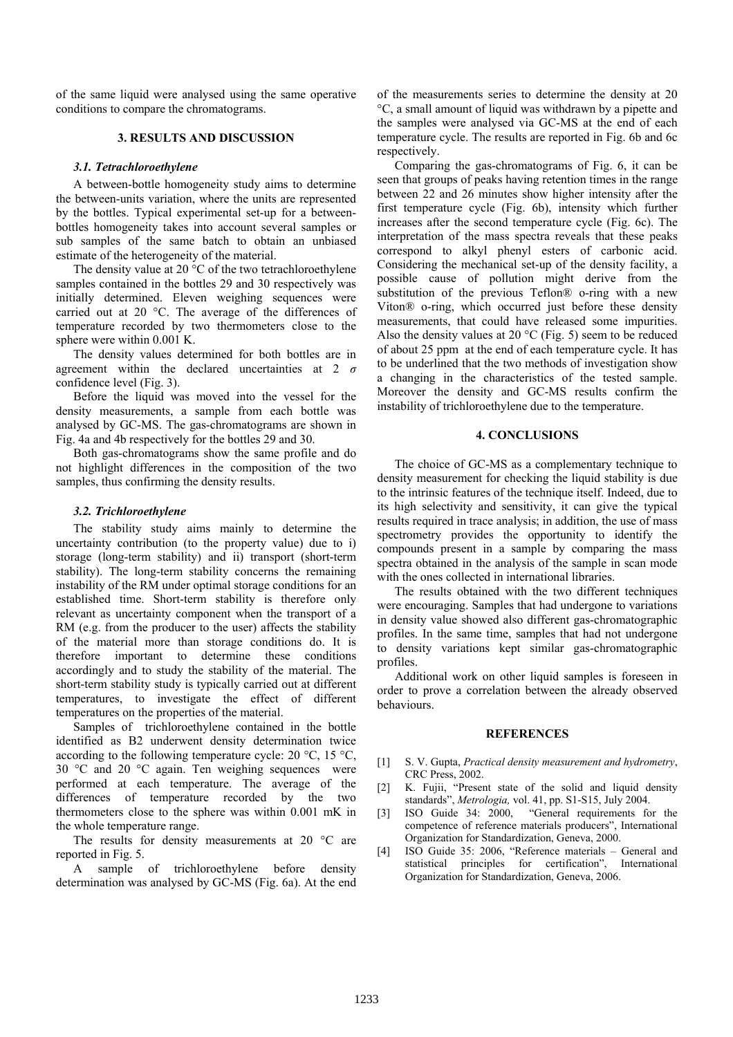of the same liquid were analysed using the same operative conditions to compare the chromatograms.

## 3. RESULTS AND DISCUSSION

### *3.1. Tetrachloroethylene*

A between-bottle homogeneity study aims to determine the between-units variation, where the units are represented by the bottles. Typical experimental set-up for a between-bottles homogeneity takes into account several samples or sub samples of the same batch to obtain an unbiased estimate of the heterogeneity of the material.

The density value at 20 °C of the two tetrachloroethylene samples contained in the bottles 29 and 30 respectively was initially determined. Eleven weighing sequences were carried out at 20 °C. The average of the differences of temperature recorded by two thermometers close to the sphere were within 0.001 K.

The density values determined for both bottles are in agreement within the declared uncertainties at 2 $\sigma$ confidence level (Fig. 3).

Before the liquid was moved into the vessel for the density measurements, a sample from each bottle was analysed by GC-MS. The gas-chromatograms are shown in Fig. 4a and 4b respectively for the bottles 29 and 30.

Both gas-chromatograms show the same profile and do not highlight differences in the composition of the two samples, thus confirming the density results.

### *3.2. Trichloroethylene*

The stability study aims mainly to determine the uncertainty contribution (to the property value) due to i) storage (long-term stability) and ii) transport (short-term stability). The long-term stability concerns the remaining instability of the RM under optimal storage conditions for an established time. Short-term stability is therefore only relevant as uncertainty component when the transport of a RM (e.g. from the producer to the user) affects the stability of the material more than storage conditions do. It is therefore important to determine these conditions accordingly and to study the stability of the material. The short-term stability study is typically carried out at different temperatures, to investigate the effect of different temperatures on the properties of the material.

Samples of trichloroethylene contained in the bottle identified as B2 underwent density determination twice according to the following temperature cycle: 20 °C, 15 °C, 30 °C and 20 °C again. Ten weighing sequences were performed at each temperature. The average of the differences of temperature recorded by the two thermometers close to the sphere was within 0.001 mK in the whole temperature range.

The results for density measurements at 20 °C are reported in Fig. 5.

A sample of trichloroethylene before density determination was analysed by GC-MS (Fig. 6a). At the end of the measurements series to determine the density at 20 °C, a small amount of liquid was withdrawn by a pipette and the samples were analysed via GC-MS at the end of each temperature cycle. The results are reported in Fig. 6b and 6c respectively.

Comparing the gas-chromatograms of Fig. 6, it can be seen that groups of peaks having retention times in the range between 22 and 26 minutes show higher intensity after the first temperature cycle (Fig. 6b), intensity which further increases after the second temperature cycle (Fig. 6c). The interpretation of the mass spectra reveals that these peaks correspond to alkyl phenyl esters of carbonic acid. Considering the mechanical set-up of the density facility, a possible cause of pollution might derive from the substitution of the previous Teflon® o-ring with a new Viton® o-ring, which occurred just before these density measurements, that could have released some impurities. Also the density values at 20 °C (Fig. 5) seem to be reduced of about 25 ppm at the end of each temperature cycle. It has to be underlined that the two methods of investigation show a changing in the characteristics of the tested sample. Moreover the density and GC-MS results confirm the instability of trichloroethylene due to the temperature.

## 4. CONCLUSIONS

The choice of GC-MS as a complementary technique to density measurement for checking the liquid stability is due to the intrinsic features of the technique itself. Indeed, due to its high selectivity and sensitivity, it can give the typical results required in trace analysis; in addition, the use of mass spectrometry provides the opportunity to identify the compounds present in a sample by comparing the mass spectra obtained in the analysis of the sample in scan mode with the ones collected in international libraries.

The results obtained with the two different techniques were encouraging. Samples that had undergone to variations in density value showed also different gas-chromatographic profiles. In the same time, samples that had not undergone to density variations kept similar gas-chromatographic profiles.

Additional work on other liquid samples is foreseen in order to prove a correlation between the already observed behaviours.

## REFERENCES

[1] S. V. Gupta, *Practical density measurement and hydrometry*, CRC Press, 2002.

[2] K. Fujii, "Present state of the solid and liquid density standards", *Metrologia,* vol. 41, pp. S1-S15, July 2004.

[3] ISO Guide 34: 2000, "General requirements for the competence of reference materials producers", International Organization for Standardization, Geneva, 2000.

[4] ISO Guide 35: 2006, "Reference materials – General and statistical principles for certification", International Organization for Standardization, Geneva, 2006.